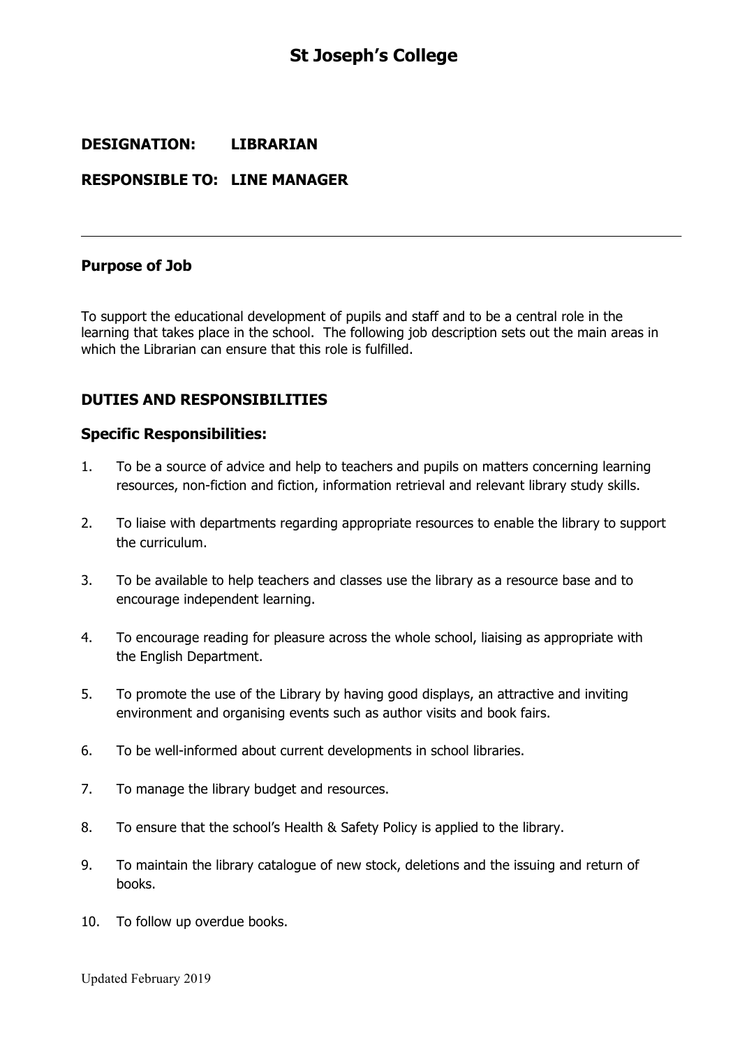# St Joseph's College

**DESIGNATION: LIBRARIAN**

**RESPONSIBLE TO: LINE MANAGER**

---

## Purpose of Job

To support the educational development of pupils and staff and to be a central role in the learning that takes place in the school. The following job description sets out the main areas in which the Librarian can ensure that this role is fulfilled.

## DUTIES AND RESPONSIBILITIES

### Specific Responsibilities:

1. To be a source of advice and help to teachers and pupils on matters concerning learning resources, non-fiction and fiction, information retrieval and relevant library study skills.

2. To liaise with departments regarding appropriate resources to enable the library to support the curriculum.

3. To be available to help teachers and classes use the library as a resource base and to encourage independent learning.

4. To encourage reading for pleasure across the whole school, liaising as appropriate with the English Department.

5. To promote the use of the Library by having good displays, an attractive and inviting environment and organising events such as author visits and book fairs.

6. To be well-informed about current developments in school libraries.

7. To manage the library budget and resources.

8. To ensure that the school's Health & Safety Policy is applied to the library.

9. To maintain the library catalogue of new stock, deletions and the issuing and return of books.

10. To follow up overdue books.

Updated February 2019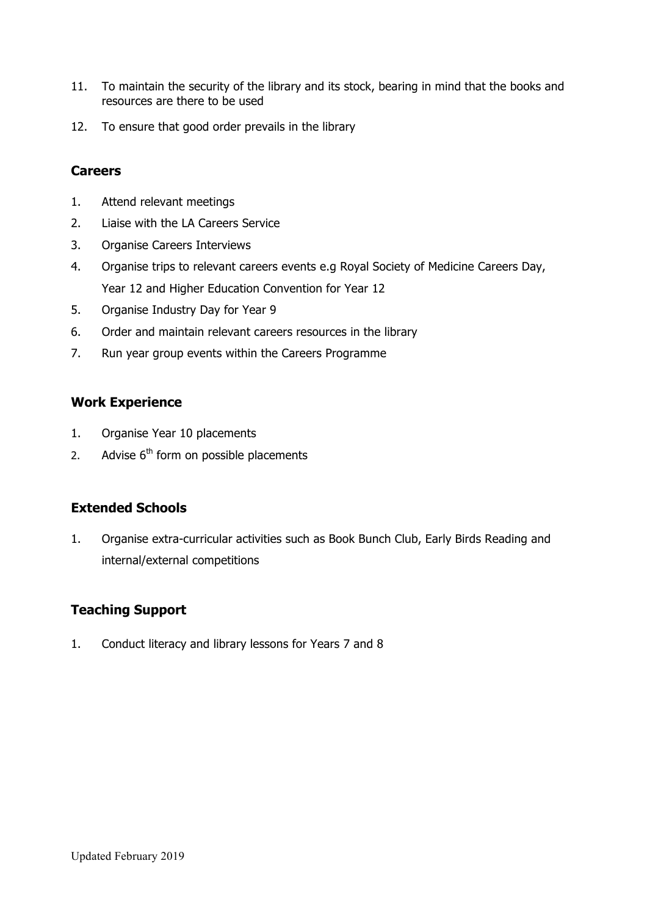11. To maintain the security of the library and its stock, bearing in mind that the books and resources are there to be used
12. To ensure that good order prevails in the library

## Careers

1. Attend relevant meetings
2. Liaise with the LA Careers Service
3. Organise Careers Interviews
4. Organise trips to relevant careers events e.g Royal Society of Medicine Careers Day, Year 12 and Higher Education Convention for Year 12
5. Organise Industry Day for Year 9
6. Order and maintain relevant careers resources in the library
7. Run year group events within the Careers Programme

## Work Experience

1. Organise Year 10 placements
2. Advise 6th form on possible placements

## Extended Schools

1. Organise extra-curricular activities such as Book Bunch Club, Early Birds Reading and internal/external competitions

## Teaching Support

1. Conduct literacy and library lessons for Years 7 and 8

Updated February 2019